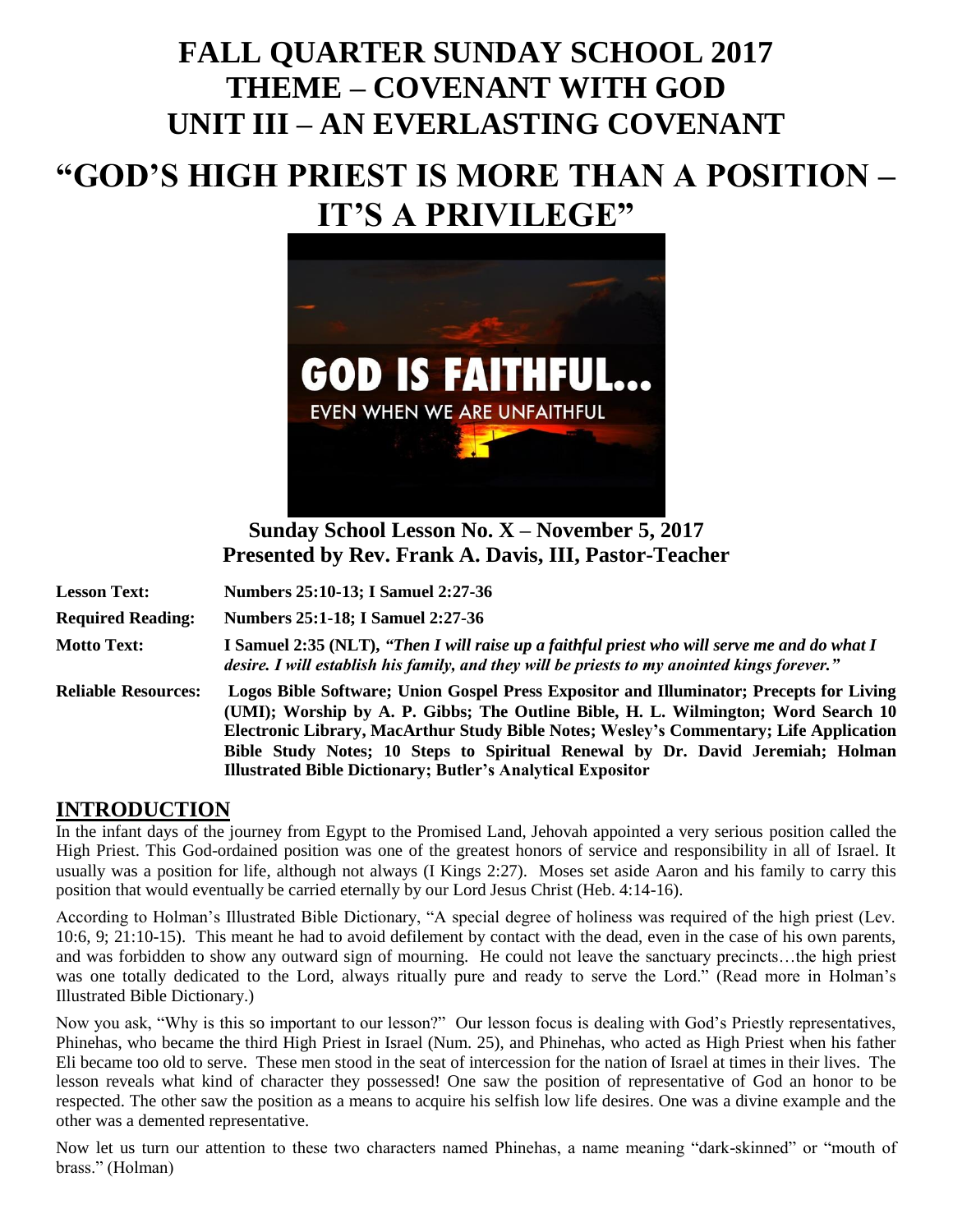# FALL QUARTER SUNDAY SCHOOL 2017
# THEME – COVENANT WITH GOD
# UNIT III – AN EVERLASTING COVENANT

# "GOD'S HIGH PRIEST IS MORE THAN A POSITION – IT'S A PRIVILEGE"

**Sunday School Lesson No. X – November 5, 2017**
**Presented by Rev. Frank A. Davis, III, Pastor-Teacher**

**Lesson Text:** **Numbers 25:10-13; I Samuel 2:27-36**

**Required Reading:** **Numbers 25:1-18; I Samuel 2:27-36**

**Motto Text:** **I Samuel 2:35 (NLT), *"Then I will raise up a faithful priest who will serve me and do what I desire. I will establish his family, and they will be priests to my anointed kings forever."***

**Reliable Resources:** **Logos Bible Software; Union Gospel Press Expositor and Illuminator; Precepts for Living (UMI); Worship by A. P. Gibbs; The Outline Bible, H. L. Wilmington; Word Search 10 Electronic Library, MacArthur Study Bible Notes; Wesley's Commentary; Life Application Bible Study Notes; 10 Steps to Spiritual Renewal by Dr. David Jeremiah; Holman Illustrated Bible Dictionary; Butler's Analytical Expositor**

## INTRODUCTION

In the infant days of the journey from Egypt to the Promised Land, Jehovah appointed a very serious position called the High Priest. This God-ordained position was one of the greatest honors of service and responsibility in all of Israel. It usually was a position for life, although not always (I Kings 2:27). Moses set aside Aaron and his family to carry this position that would eventually be carried eternally by our Lord Jesus Christ (Heb. 4:14-16).

According to Holman's Illustrated Bible Dictionary, "A special degree of holiness was required of the high priest (Lev. 10:6, 9; 21:10-15). This meant he had to avoid defilement by contact with the dead, even in the case of his own parents, and was forbidden to show any outward sign of mourning. He could not leave the sanctuary precincts…the high priest was one totally dedicated to the Lord, always ritually pure and ready to serve the Lord." (Read more in Holman's Illustrated Bible Dictionary.)

Now you ask, "Why is this so important to our lesson?" Our lesson focus is dealing with God's Priestly representatives, Phinehas, who became the third High Priest in Israel (Num. 25), and Phinehas, who acted as High Priest when his father Eli became too old to serve. These men stood in the seat of intercession for the nation of Israel at times in their lives. The lesson reveals what kind of character they possessed! One saw the position of representative of God an honor to be respected. The other saw the position as a means to acquire his selfish low life desires. One was a divine example and the other was a demented representative.

Now let us turn our attention to these two characters named Phinehas, a name meaning "dark-skinned" or "mouth of brass." (Holman)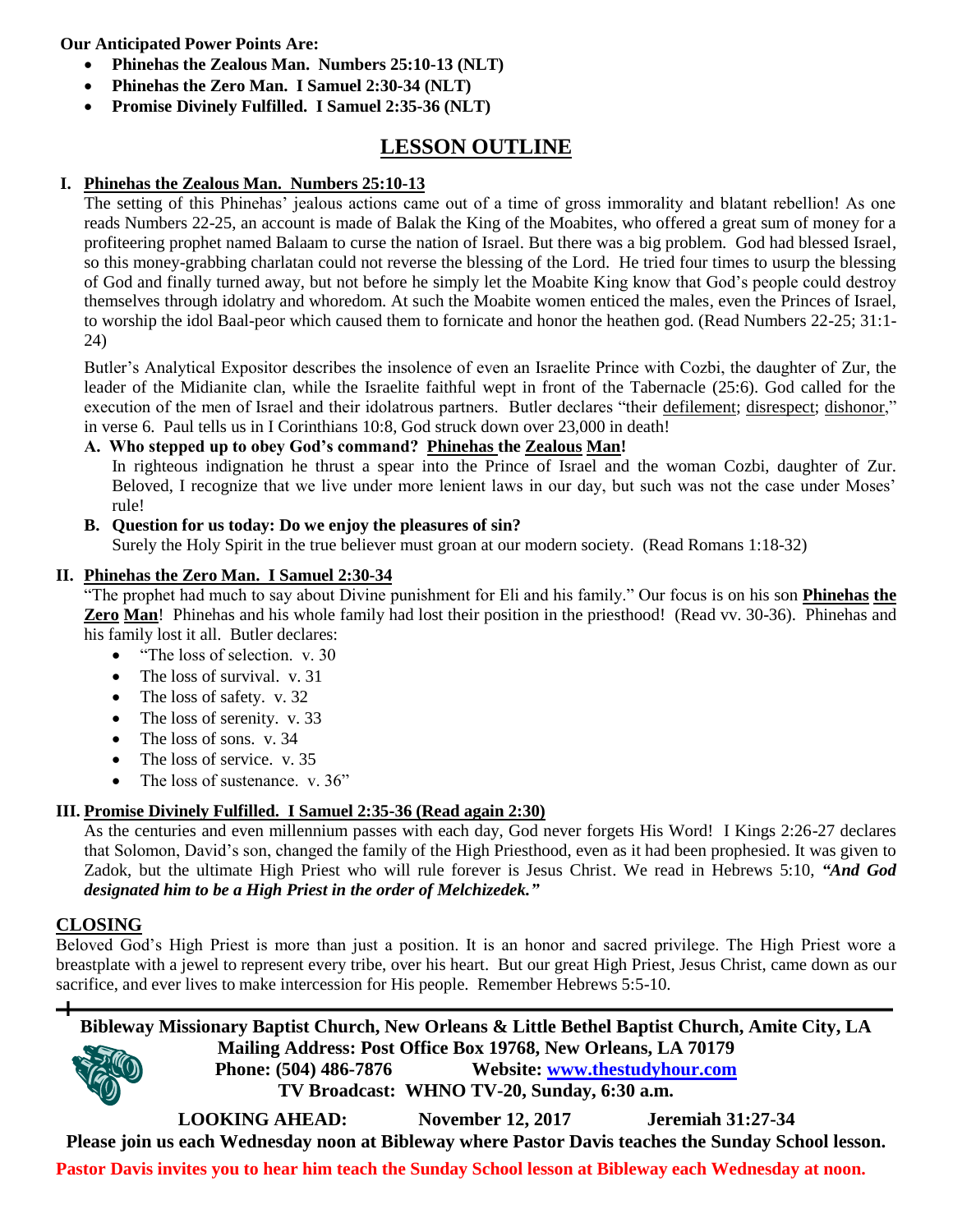**Our Anticipated Power Points Are:**

- **Phinehas the Zealous Man. Numbers 25:10-13 (NLT)**
- **Phinehas the Zero Man. I Samuel 2:30-34 (NLT)**
- **Promise Divinely Fulfilled. I Samuel 2:35-36 (NLT)**

## LESSON OUTLINE

### I. Phinehas the Zealous Man. Numbers 25:10-13

The setting of this Phinehas' jealous actions came out of a time of gross immorality and blatant rebellion! As one reads Numbers 22-25, an account is made of Balak the King of the Moabites, who offered a great sum of money for a profiteering prophet named Balaam to curse the nation of Israel. But there was a big problem. God had blessed Israel, so this money-grabbing charlatan could not reverse the blessing of the Lord. He tried four times to usurp the blessing of God and finally turned away, but not before he simply let the Moabite King know that God's people could destroy themselves through idolatry and whoredom. At such the Moabite women enticed the males, even the Princes of Israel, to worship the idol Baal-peor which caused them to fornicate and honor the heathen god. (Read Numbers 22-25; 31:1-24)

Butler's Analytical Expositor describes the insolence of even an Israelite Prince with Cozbi, the daughter of Zur, the leader of the Midianite clan, while the Israelite faithful wept in front of the Tabernacle (25:6). God called for the execution of the men of Israel and their idolatrous partners. Butler declares "their defilement; disrespect; dishonor," in verse 6. Paul tells us in I Corinthians 10:8, God struck down over 23,000 in death!

**A. Who stepped up to obey God's command? Phinehas the Zealous Man!**

In righteous indignation he thrust a spear into the Prince of Israel and the woman Cozbi, daughter of Zur. Beloved, I recognize that we live under more lenient laws in our day, but such was not the case under Moses' rule!

**B. Question for us today: Do we enjoy the pleasures of sin?**

Surely the Holy Spirit in the true believer must groan at our modern society. (Read Romans 1:18-32)

### II. Phinehas the Zero Man. I Samuel 2:30-34

"The prophet had much to say about Divine punishment for Eli and his family." Our focus is on his son **Phinehas the Zero Man**! Phinehas and his whole family had lost their position in the priesthood! (Read vv. 30-36). Phinehas and his family lost it all. Butler declares:

- "The loss of selection. v. 30
- The loss of survival. v. 31
- The loss of safety. v. 32
- The loss of serenity. v. 33
- The loss of sons. v. 34
- The loss of service. v. 35
- The loss of sustenance. v. 36"

### III. Promise Divinely Fulfilled. I Samuel 2:35-36 (Read again 2:30)

As the centuries and even millennium passes with each day, God never forgets His Word! I Kings 2:26-27 declares that Solomon, David's son, changed the family of the High Priesthood, even as it had been prophesied. It was given to Zadok, but the ultimate High Priest who will rule forever is Jesus Christ. We read in Hebrews 5:10, ***"And God designated him to be a High Priest in the order of Melchizedek."***

## CLOSING

Beloved God's High Priest is more than just a position. It is an honor and sacred privilege. The High Priest wore a breastplate with a jewel to represent every tribe, over his heart. But our great High Priest, Jesus Christ, came down as our sacrifice, and ever lives to make intercession for His people. Remember Hebrews 5:5-10.

---

**Bibleway Missionary Baptist Church, New Orleans & Little Bethel Baptist Church, Amite City, LA**
**Mailing Address: Post Office Box 19768, New Orleans, LA 70179**
**Phone: (504) 486-7876 Website: www.thestudyhour.com**
**TV Broadcast: WHNO TV-20, Sunday, 6:30 a.m.**

**LOOKING AHEAD: November 12, 2017 Jeremiah 31:27-34**

**Please join us each Wednesday noon at Bibleway where Pastor Davis teaches the Sunday School lesson.**

**Pastor Davis invites you to hear him teach the Sunday School lesson at Bibleway each Wednesday at noon.**